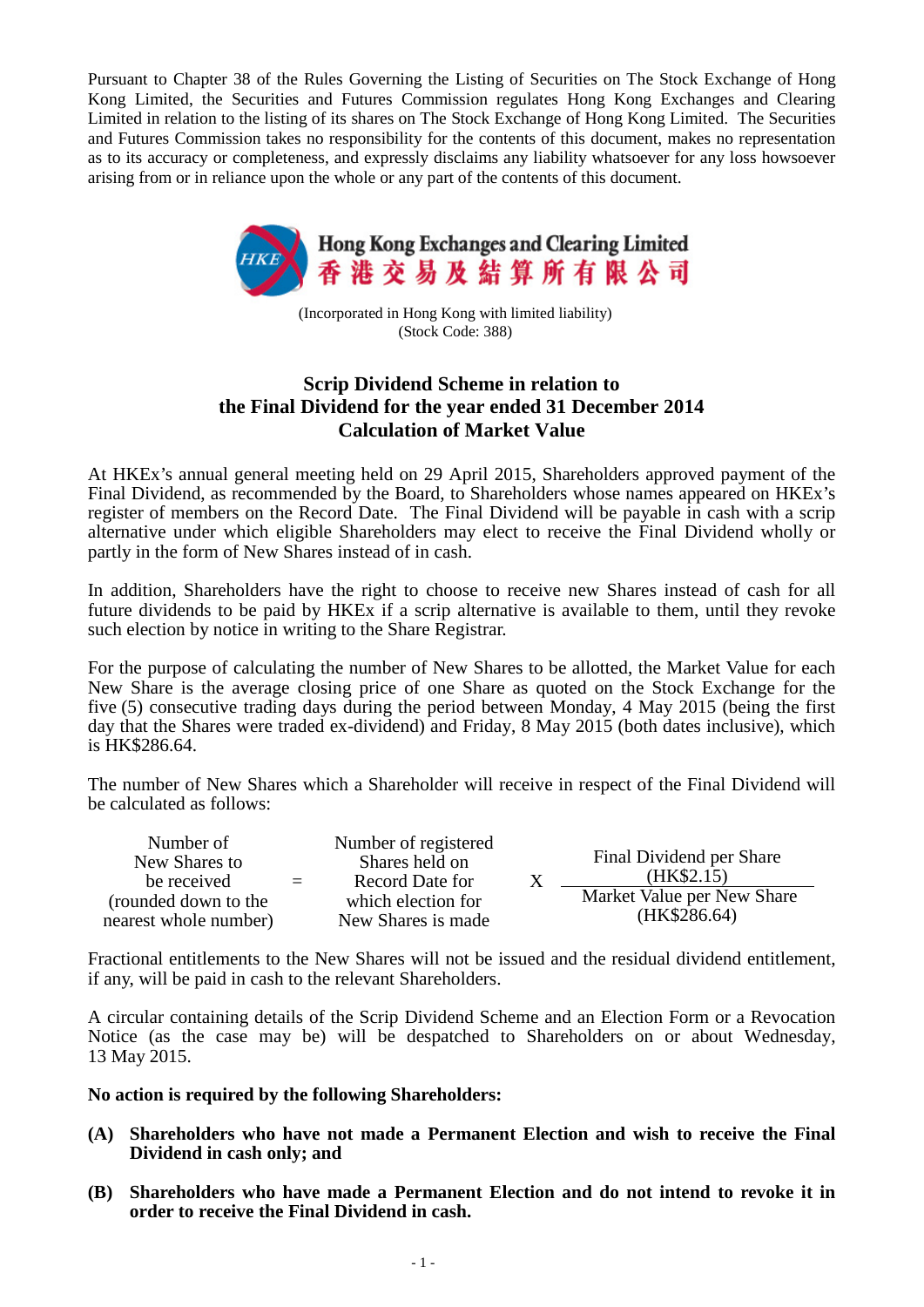Pursuant to Chapter 38 of the Rules Governing the Listing of Securities on The Stock Exchange of Hong Kong Limited, the Securities and Futures Commission regulates Hong Kong Exchanges and Clearing Limited in relation to the listing of its shares on The Stock Exchange of Hong Kong Limited. The Securities and Futures Commission takes no responsibility for the contents of this document, makes no representation as to its accuracy or completeness, and expressly disclaims any liability whatsoever for any loss howsoever arising from or in reliance upon the whole or any part of the contents of this document.

**Hong Kong Exchanges and Clearing Limited**
**香港交易及結算所有限公司**

(Incorporated in Hong Kong with limited liability)
(Stock Code: 388)

# Scrip Dividend Scheme in relation to the Final Dividend for the year ended 31 December 2014 Calculation of Market Value

At HKEx's annual general meeting held on 29 April 2015, Shareholders approved payment of the Final Dividend, as recommended by the Board, to Shareholders whose names appeared on HKEx's register of members on the Record Date. The Final Dividend will be payable in cash with a scrip alternative under which eligible Shareholders may elect to receive the Final Dividend wholly or partly in the form of New Shares instead of in cash.

In addition, Shareholders have the right to choose to receive new Shares instead of cash for all future dividends to be paid by HKEx if a scrip alternative is available to them, until they revoke such election by notice in writing to the Share Registrar.

For the purpose of calculating the number of New Shares to be allotted, the Market Value for each New Share is the average closing price of one Share as quoted on the Stock Exchange for the five (5) consecutive trading days during the period between Monday, 4 May 2015 (being the first day that the Shares were traded ex-dividend) and Friday, 8 May 2015 (both dates inclusive), which is HK$286.64.

The number of New Shares which a Shareholder will receive in respect of the Final Dividend will be calculated as follows:

$$\text{Number of New Shares to be received (rounded down to the nearest whole number)} = \text{Number of registered Shares held on Record Date for which election for New Shares is made} \times \frac{\text{Final Dividend per Share (HK\$2.15)}}{\text{Market Value per New Share (HK\$286.64)}}$$

Fractional entitlements to the New Shares will not be issued and the residual dividend entitlement, if any, will be paid in cash to the relevant Shareholders.

A circular containing details of the Scrip Dividend Scheme and an Election Form or a Revocation Notice (as the case may be) will be despatched to Shareholders on or about Wednesday, 13 May 2015.

**No action is required by the following Shareholders:**

**(A) Shareholders who have not made a Permanent Election and wish to receive the Final Dividend in cash only; and**

**(B) Shareholders who have made a Permanent Election and do not intend to revoke it in order to receive the Final Dividend in cash.**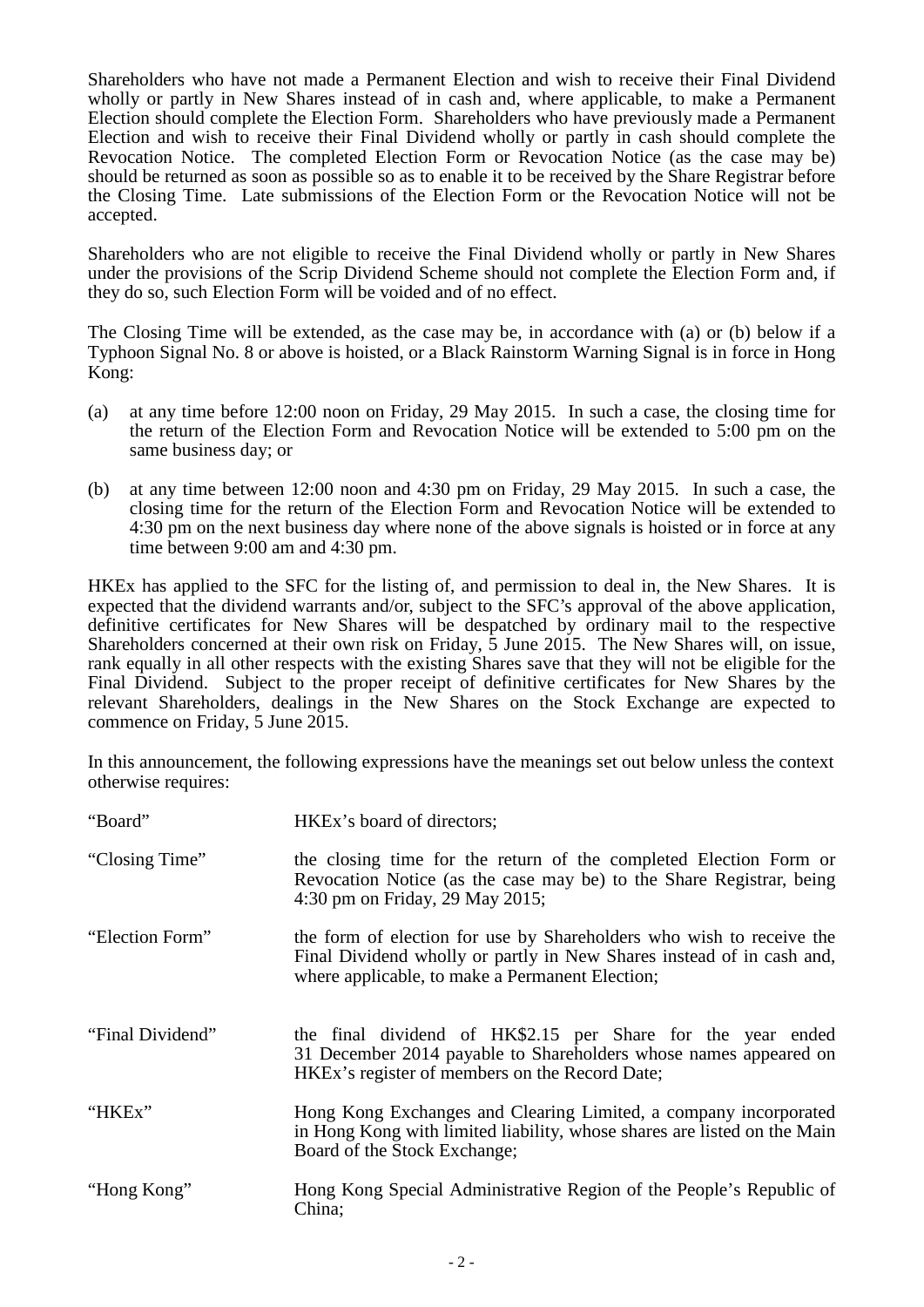Shareholders who have not made a Permanent Election and wish to receive their Final Dividend wholly or partly in New Shares instead of in cash and, where applicable, to make a Permanent Election should complete the Election Form. Shareholders who have previously made a Permanent Election and wish to receive their Final Dividend wholly or partly in cash should complete the Revocation Notice. The completed Election Form or Revocation Notice (as the case may be) should be returned as soon as possible so as to enable it to be received by the Share Registrar before the Closing Time. Late submissions of the Election Form or the Revocation Notice will not be accepted.

Shareholders who are not eligible to receive the Final Dividend wholly or partly in New Shares under the provisions of the Scrip Dividend Scheme should not complete the Election Form and, if they do so, such Election Form will be voided and of no effect.

The Closing Time will be extended, as the case may be, in accordance with (a) or (b) below if a Typhoon Signal No. 8 or above is hoisted, or a Black Rainstorm Warning Signal is in force in Hong Kong:

(a) at any time before 12:00 noon on Friday, 29 May 2015. In such a case, the closing time for the return of the Election Form and Revocation Notice will be extended to 5:00 pm on the same business day; or

(b) at any time between 12:00 noon and 4:30 pm on Friday, 29 May 2015. In such a case, the closing time for the return of the Election Form and Revocation Notice will be extended to 4:30 pm on the next business day where none of the above signals is hoisted or in force at any time between 9:00 am and 4:30 pm.

HKEx has applied to the SFC for the listing of, and permission to deal in, the New Shares. It is expected that the dividend warrants and/or, subject to the SFC's approval of the above application, definitive certificates for New Shares will be despatched by ordinary mail to the respective Shareholders concerned at their own risk on Friday, 5 June 2015. The New Shares will, on issue, rank equally in all other respects with the existing Shares save that they will not be eligible for the Final Dividend. Subject to the proper receipt of definitive certificates for New Shares by the relevant Shareholders, dealings in the New Shares on the Stock Exchange are expected to commence on Friday, 5 June 2015.

In this announcement, the following expressions have the meanings set out below unless the context otherwise requires:

| | |
|---|---|
| "Board" | HKEx's board of directors; |
| "Closing Time" | the closing time for the return of the completed Election Form or Revocation Notice (as the case may be) to the Share Registrar, being 4:30 pm on Friday, 29 May 2015; |
| "Election Form" | the form of election for use by Shareholders who wish to receive the Final Dividend wholly or partly in New Shares instead of in cash and, where applicable, to make a Permanent Election; |
| "Final Dividend" | the final dividend of HK$2.15 per Share for the year ended 31 December 2014 payable to Shareholders whose names appeared on HKEx's register of members on the Record Date; |
| "HKEx" | Hong Kong Exchanges and Clearing Limited, a company incorporated in Hong Kong with limited liability, whose shares are listed on the Main Board of the Stock Exchange; |
| "Hong Kong" | Hong Kong Special Administrative Region of the People's Republic of China; |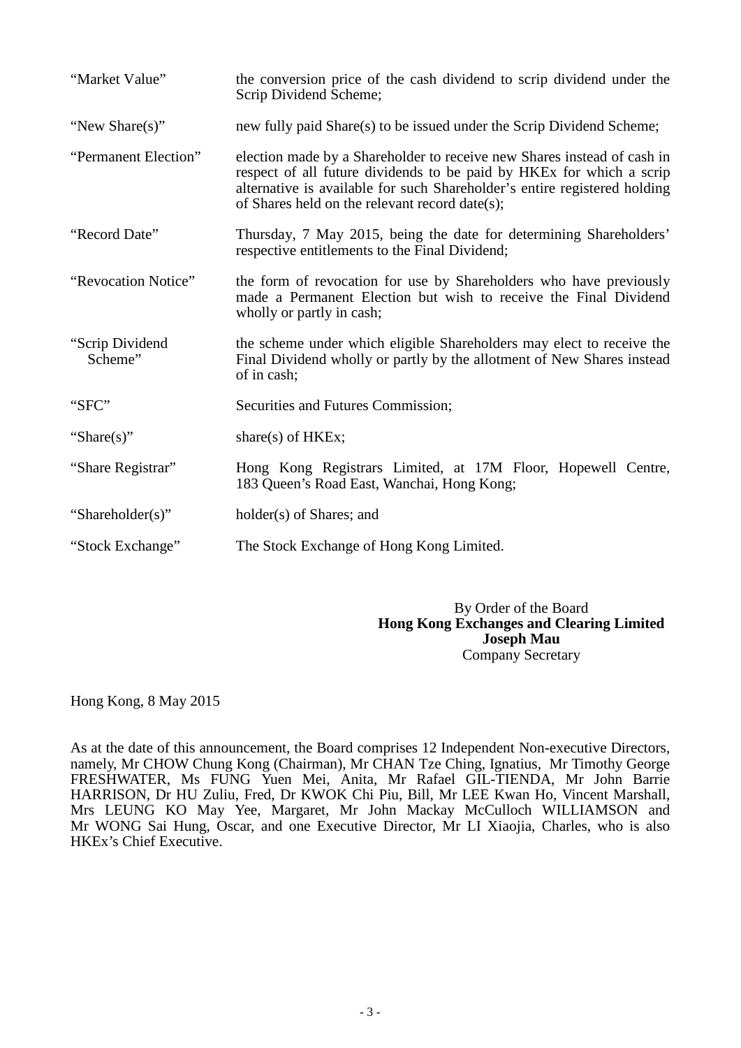| | |
|---|---|
| "Market Value" | the conversion price of the cash dividend to scrip dividend under the Scrip Dividend Scheme; |
| "New Share(s)" | new fully paid Share(s) to be issued under the Scrip Dividend Scheme; |
| "Permanent Election" | election made by a Shareholder to receive new Shares instead of cash in respect of all future dividends to be paid by HKEx for which a scrip alternative is available for such Shareholder's entire registered holding of Shares held on the relevant record date(s); |
| "Record Date" | Thursday, 7 May 2015, being the date for determining Shareholders' respective entitlements to the Final Dividend; |
| "Revocation Notice" | the form of revocation for use by Shareholders who have previously made a Permanent Election but wish to receive the Final Dividend wholly or partly in cash; |
| "Scrip Dividend Scheme" | the scheme under which eligible Shareholders may elect to receive the Final Dividend wholly or partly by the allotment of New Shares instead of in cash; |
| "SFC" | Securities and Futures Commission; |
| "Share(s)" | share(s) of HKEx; |
| "Share Registrar" | Hong Kong Registrars Limited, at 17M Floor, Hopewell Centre, 183 Queen's Road East, Wanchai, Hong Kong; |
| "Shareholder(s)" | holder(s) of Shares; and |
| "Stock Exchange" | The Stock Exchange of Hong Kong Limited. |

By Order of the Board
**Hong Kong Exchanges and Clearing Limited**
**Joseph Mau**
Company Secretary

Hong Kong, 8 May 2015

As at the date of this announcement, the Board comprises 12 Independent Non-executive Directors, namely, Mr CHOW Chung Kong (Chairman), Mr CHAN Tze Ching, Ignatius, Mr Timothy George FRESHWATER, Ms FUNG Yuen Mei, Anita, Mr Rafael GIL-TIENDA, Mr John Barrie HARRISON, Dr HU Zuliu, Fred, Dr KWOK Chi Piu, Bill, Mr LEE Kwan Ho, Vincent Marshall, Mrs LEUNG KO May Yee, Margaret, Mr John Mackay McCulloch WILLIAMSON and Mr WONG Sai Hung, Oscar, and one Executive Director, Mr LI Xiaojia, Charles, who is also HKEx's Chief Executive.